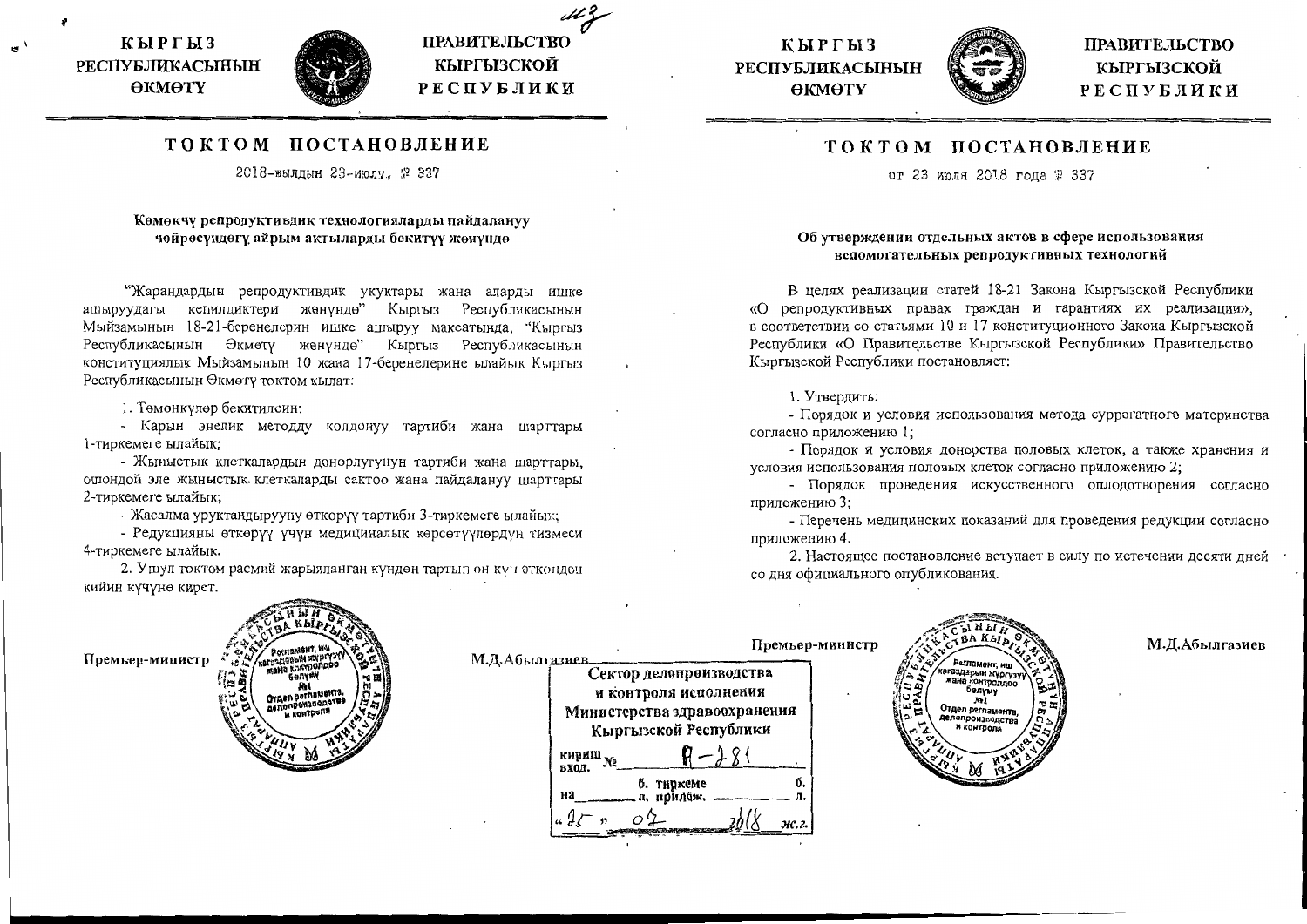**КЫРГЫЗ РЕСПУБЛИКАСЫНЫН ӨКМӨТҮ** | **ПРАВИТЕЛЬСТВО КЫРГЫЗСКОЙ РЕСПУБЛИКИ**

# ТОКТОМ ПОСТАНОВЛЕНИЕ

2018-жылдын 23-июлу, № 337

**Көмөкчү репродуктивдик технологияларды пайдалануу чөйрөсүндөгү айрым актыларды бекитүү жөнүндө**

"Жарандардын репродуктивдик укуктары жана аларды ишке ашыруудагы кепилдиктери жөнүндө" Кыргыз Республикасынын Мыйзамынын 18-21-беренелерин ишке ашыруу максатында, "Кыргыз Республикасынын Өкмөтү жөнүндө" Кыргыз Республикасынын конституциялык Мыйзамынын 10 жана 17-беренелерине ылайык Кыргыз Республикасынын Өкмөтү токтом кылат:

1. Төмөнкүлөр бекитилсин:

- Карын энелик методду колдонуу тартиби жана шарттары 1-тиркемеге ылайык;
- Жыныстык клеткалардын донорлугунун тартиби жана шарттары, ошондой эле жыныстык клеткаларды сактоо жана пайдалануу шарттары 2-тиркемеге ылайык;
- Жасалма уруктандырууну өткөрүү тартиби 3-тиркемеге ылайык;
- Редукцияны өткөрүү үчүн медициналык көрсөтүүлөрдүн тизмеси 4-тиркемеге ылайык.

2. Ушул токтом расмий жарыяланган күндөн тартып он күн өткөндөн кийин күчүнө кирет.

Премьер-министр М.Д.Абылгазиев

---

**КЫРГЫЗ РЕСПУБЛИКАСЫНЫН ӨКМӨТҮ** | **ПРАВИТЕЛЬСТВО КЫРГЫЗСКОЙ РЕСПУБЛИКИ**

# ТОКТОМ ПОСТАНОВЛЕНИЕ

от 23 июля 2018 года № 337

**Об утверждении отдельных актов в сфере использования вспомогательных репродуктивных технологий**

В целях реализации статей 18-21 Закона Кыргызской Республики «О репродуктивных правах граждан и гарантиях их реализации», в соответствии со статьями 10 и 17 конституционного Закона Кыргызской Республики «О Правительстве Кыргызской Республики» Правительство Кыргызской Республики постановляет:

1. Утвердить:

- Порядок и условия использования метода суррогатного материнства согласно приложению 1;
- Порядок и условия донорства половых клеток, а также хранения и условия использования половых клеток согласно приложению 2;
- Порядок проведения искусственного оплодотворения согласно приложению 3;
- Перечень медицинских показаний для проведения редукции согласно приложению 4.

2. Настоящее постановление вступает в силу по истечении десяти дней со дня официального опубликования.

Премьер-министр М.Д.Абылгазиев

Сектор делопроизводства и контроля исполнения Министерства здравоохранения Кыргызской Республики
кириш. вход. № Я-281
на ___ б. тиркеме л. прилож. ___ б. л.
«25» 07 2018 ж.г.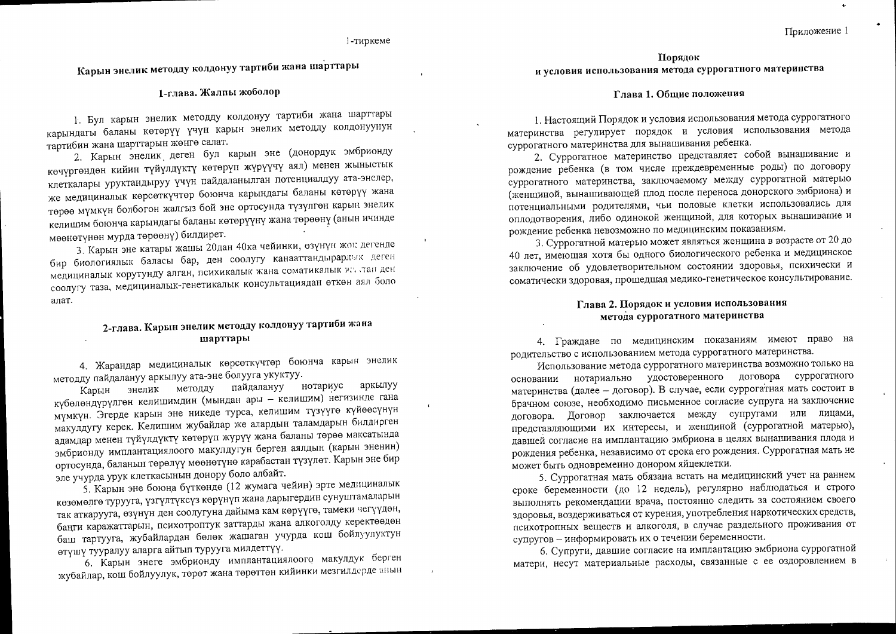1-тиркеме

## Карын энелик методду колдонуу тартиби жана шарттары

### 1-глава. Жалпы жоболор

1. Бул карын энелик методду колдонуу тартиби жана шарттары карындагы баланы көтөрүү үчүн карын энелик методду колдонуунун тартибин жана шарттарын жөнгө салат.

2. Карын энелик деген бул карын эне (донордук эмбрионду көчүргөндөн кийин түйүлдүктү көтөрүп жүрүүчү аял) менен жыныстык клеткалары уруктандыруу үчүн пайдаланылган потенциалдуу ата-энелер, же медициналык көрсөткүчтөр боюнча карындагы баланы көтөрүү жана төрөө мүмкүн болбогон жалгыз бой эне ортосунда түзүлгөн карын энелик келишим боюнча карындагы баланы көтөрүүнү жана төрөөнү (анын ичинде мөөнөтүнөн мурда төрөөнү) билдирет.

3. Карын эне катары жашы 20дан 40ка чейинки, өзүнүн жок дегенде бир биологиялык баласы бар, ден соолугу канааттандырарлык деген медициналык корутунду алган, психикалык жана соматикалык жактан ден соолугу таза, медициналык-генетикалык консультациядан өткөн аял боло алат.

### 2-глава. Карын энелик методду колдонуу тартиби жана шарттары

4. Жарандар медициналык көрсөткүчтөр боюнча карын энелик методду пайдалануу аркылуу ата-эне болууга укуктуу.

Карын энелик методду пайдалануу нотариус аркылуу күбөлөндүрүлгөн келишимдин (мындан ары – келишим) негизинде гана мүмкүн. Эгерде карын эне никеде турса, келишим түзүүгө күйөөсүнүн макулдугу керек. Келишим жубайлар же алардын таламдарын билдирген адамдар менен түйүлдүктү көтөрүп жүрүү жана баланы төрөө максатында эмбрионду имплантациялоого макулдугун берген аялдын (карын эненин) ортосунда, баланын төрөлүү мөөнөтүнө карабастан түзүлөт. Карын эне бир эле учурда урук клеткасынын донору боло албайт.

5. Карын эне боюна бүткөндө (12 жумага чейин) эрте медициналык көзөмөлгө турууга, үзгүлтүксүз көрүнүп жана дарыгердин сунуштамаларын так аткарууга, өзүнүн ден соолугуна дайыма кам көрүүгө, тамеки чегүүдөн, баңги каражаттарын, психотроптук заттарды жана алкоголду керектөөдөн баш тартууга, жубайлардан бөлөк жашаган учурда кош бойлуулуктун өтүшү тууралуу аларга айтып турууга милдеттүү.

6. Карын энеге эмбрионду имплантациялоого макулдук берген жубайлар, кош бойлуулук, төрөт жана төрөттөн кийинки мезгилдерде анын

Приложение 1

## Порядок и условия использования метода суррогатного материнства

### Глава 1. Общие положения

1. Настоящий Порядок и условия использования метода суррогатного материнства регулирует порядок и условия использования метода суррогатного материнства для вынашивания ребенка.

2. Суррогатное материнство представляет собой вынашивание и рождение ребенка (в том числе преждевременные роды) по договору суррогатного материнства, заключаемому между суррогатной матерью (женщиной, вынашивающей плод после переноса донорского эмбриона) и потенциальными родителями, чьи половые клетки использовались для оплодотворения, либо одинокой женщиной, для которых вынашивание и рождение ребенка невозможно по медицинским показаниям.

3. Суррогатной матерью может являться женщина в возрасте от 20 до 40 лет, имеющая хотя бы одного биологического ребенка и медицинское заключение об удовлетворительном состоянии здоровья, психически и соматически здоровая, прошедшая медико-генетическое консультирование.

### Глава 2. Порядок и условия использования метода суррогатного материнства

4. Граждане по медицинским показаниям имеют право на родительство с использованием метода суррогатного материнства.

Использование метода суррогатного материнства возможно только на основании нотариально удостоверенного договора суррогатного материнства (далее – договор). В случае, если суррогатная мать состоит в брачном союзе, необходимо письменное согласие супруга на заключение договора. Договор заключается между супругами или лицами, представляющими их интересы, и женщиной (суррогатной матерью), давшей согласие на имплантацию эмбриона в целях вынашивания плода и рождения ребенка, независимо от срока его рождения. Суррогатная мать не может быть одновременно донором яйцеклетки.

5. Суррогатная мать обязана встать на медицинский учет на раннем сроке беременности (до 12 недель), регулярно наблюдаться и строго выполнять рекомендации врача, постоянно следить за состоянием своего здоровья, воздерживаться от курения, употребления наркотических средств, психотропных веществ и алкоголя, в случае раздельного проживания от супругов – информировать их о течении беременности.

6. Супруги, давшие согласие на имплантацию эмбриона суррогатной матери, несут материальные расходы, связанные с ее оздоровлением в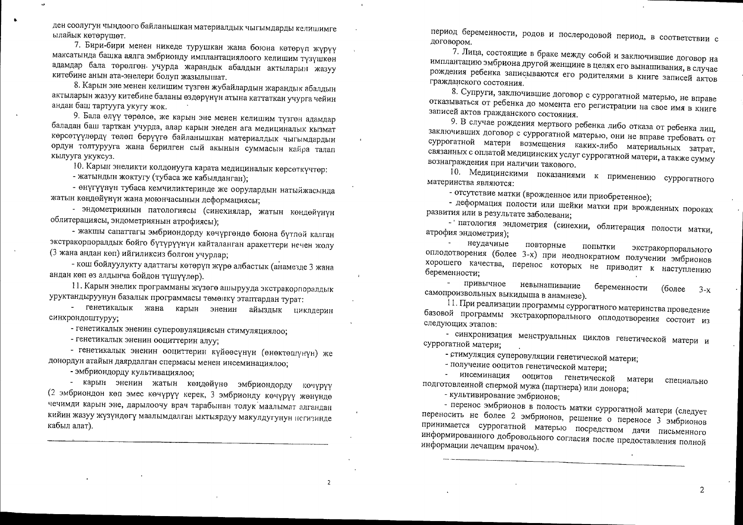ден соолугун чыңдоого байланышкан материалдык чыгымдарды келишимге ылайык көтөрүшөт.

7. Бири-бири менен никеде турушкан жана боюна көтөрүп жүрүү максатында башка аялга эмбрионду имплантациялоого келишим түзүшкөн адамдар бала төрөлгөн учурда жарандык абалдын актыларын жазуу китебине анын ата-энелери болуп жазылышат.

8. Карын эне менен келишим түзгөн жубайлардын жарандык абалдын актыларын жазуу китебине баланы өздөрүнүн атына каттаткан учурга чейин андан баш тартууга укугу жок.

9. Бала өлүү төрөлсө, же карын эне менен келишим түзгөн адамдар баладан баш тарткан учурда, алар карын энеден ага медициналык кызмат көрсөтүүлөрдү төлөп берүүгө байланышкан материалдык чыгымдардын ордун толтурууга жана берилген сый акынын суммасын кайра талап кылууга укуксуз.

10. Карын энеликти колдонууга карата медициналык көрсөткүчтөр:

- жатындын жоктугу (тубаса же кабылданган);
- өнүгүүнүн тубаса кемчиликтеринде же оорулардын натыйжасында жатын көңдөйүнүн жана моюнчасынын деформациясы;
- эндометриянын патологиясы (синехиялар, жатын көңдөйүнүн облитерациясы, эндометриянын атрофиясы);
- жакшы сапаттагы эмбриондорду көчүргөндө боюна бүтпөй калган экстракорпоралдык бойго бүтүрүүнүн кайталанган аракеттери нечен жолу (3 жана андан көп) ийгиликсиз болгон учурлар;
- кош бойлуулукту адаттагы көтөрүп жүрө албастык (анамезде 3 жана андан көп өз алдынча бойдон түшүүлөр).

11. Карын энелик программаны жүзөгө ашырууда экстракорпоралдык уруктандыруунун базалык программасы төмөнкү этаптардан турат:

- генетикалык жана карын эненин айыздык циклдерин синхрондоштуруу;
- генетикалык эненин суперовуляциясын стимуляциялоо;
- генетикалык энениң ооциттерин алуу;
- генетикалык энениң ооциттерин күйөөсүнүн (өнөктөшүнүн) же донордун атайын даярдалган спермасы менен инсеминациялоо;
- эмбриондорду культивациялоо;
- карын энениң жатын көңдөйүнө эмбриондорду көчүрүү (2 эмбриондон көп эмес көчүрүү керек, 3 эмбрионду көчүрүү жөнүндө чечимди карын эне, дарылоочу врач тарабынан толук маалымат алгандан кийин жазуу жүзүндөгү маалымдалган ыктыярдуу макулдугунун негизинде кабыл алат).

период беременности, родов и послеродовой период, в соответствии с договором.

7. Лица, состоящие в браке между собой и заключившие договор на имплантацию эмбриона другой женщине в целях его вынашивания, в случае рождения ребенка записываются его родителями в книге записей актов гражданского состояния.

8. Супруги, заключившие договор с суррогатной матерью, не вправе отказываться от ребенка до момента его регистрации на свое имя в книге записей актов гражданского состояния.

9. В случае рождения мертвого ребенка либо отказа от ребенка лиц, заключивших договор с суррогатной матерью, они не вправе требовать от суррогатной матери возмещения каких-либо материальных затрат, связанных с оплатой медицинских услуг суррогатной матери, а также сумму вознаграждения при наличии такового.

10. Медицинскими показаниями к применению суррогатного материнства являются:

- отсутствие матки (врожденное или приобретенное);
- деформация полости или шейки матки при врожденных пороках развития или в результате заболевани;
- патология эндометрия (синехии, облитерация полости матки, атрофия эндометрия);
- неудачные повторные попытки экстракорпорального оплодотворения (более 3-х) при неоднократном получении эмбрионов хорошего качества, перенос которых не приводит к наступлению беременности;
- привычное невынашивание беременности (более 3-х самопроизвольных выкидыша в анамнезе).

11. При реализации программы суррогатного материнства проведение базовой программы экстракорпорального оплодотворения состоит из следующих этапов:

- синхронизация менструальных циклов генетической матери и суррогатной матери;
- стимуляция суперовуляции генетической матери;
- получение ооцитов генетической матери;
- инсеминация ооцитов генетической матери специально подготовленной спермой мужа (партнера) или донора;
- культивирование эмбрионов;
- перенос эмбрионов в полость матки суррогатной матери (следует переносить не более 2 эмбрионов, решение о переносе 3 эмбрионов принимается суррогатной матерью посредством дачи письменного информированного добровольного согласия после предоставления полной информации лечащим врачом).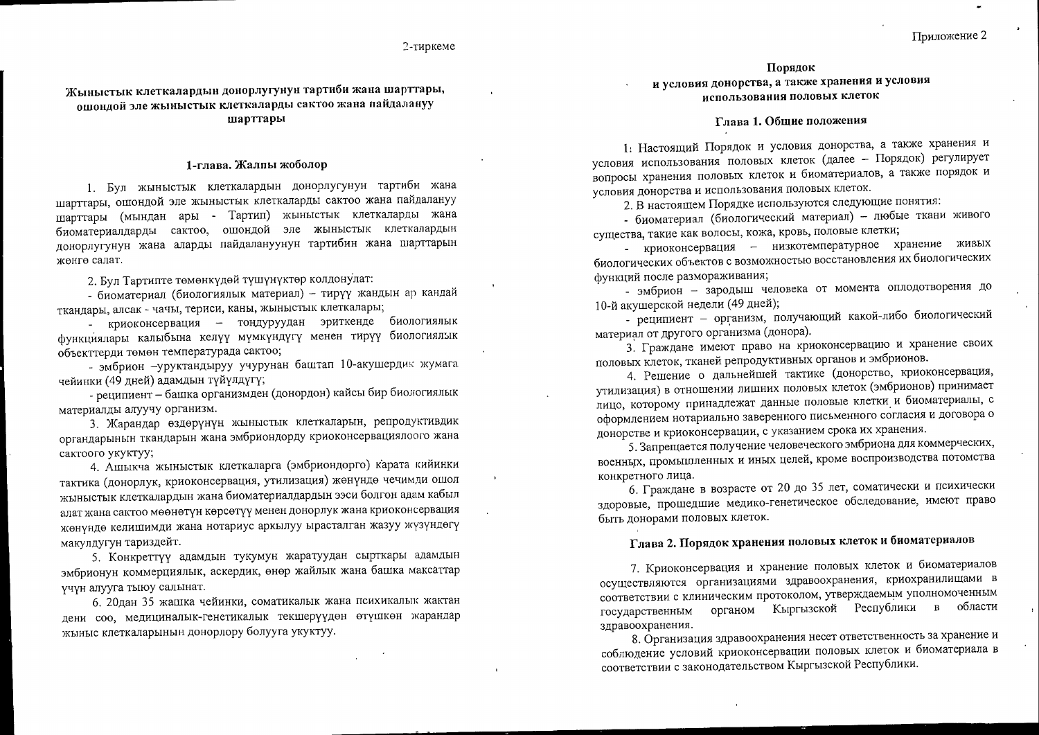2-тиркеме

## Жыныстык клеткалардын донорлугунун тартиби жана шарттары, ошондой эле жыныстык клеткаларды сактоо жана пайдалануу шарттары

### 1-глава. Жалпы жоболор

1. Бул жыныстык клеткалардын донорлугунун тартиби жана шарттары, ошондой эле жыныстык клеткаларды сактоо жана пайдалануу шарттары (мындан ары - Тартип) жыныстык клеткаларды жана биоматериалдарды сактоо, ошондой эле жыныстык клеткалардын донорлугунун жана аларды пайдалануунун тартибин жана шарттарын жөнгө салат.

2. Бул Тартипте төмөнкүдөй түшүнүктөр колдонулат:

- биоматериал (биологиялык материал) – тирүү жандын ар кандай ткандары, алсак - чачы, териси, каны, жыныстык клеткалары;
- криоконсервация – тоңдуруудан эриткенде биологиялык функциялары калыбына келүү мүмкүндүгү менен тирүү биологиялык объекттерди төмөн температурада сактоо;
- эмбрион –уруктандыруу учурунан баштап 10-акушердик жумага чейинки (49 дней) адамдын түйүлдүгү;
- реципиент – башка организмден (донордон) кайсы бир биологиялык материалды алуучу организм.

3. Жарандар өздөрүнүн жыныстык клеткаларын, репродуктивдик органдарынын ткандарын жана эмбриондорду криоконсервациялоого жана сактоого укуктуу;

4. Ашыкча жыныстык клеткаларга (эмбриондорго) карата кийинки тактика (донорлук, криоконсервация, утилизация) жөнүндө чечимди ошол жыныстык клеткалардын жана биоматериалдардын ээси болгон адам кабыл алат жана сактоо мөөнөтүн көрсөтүү менен донорлук жана криоконсервация жөнүндө келишимди жана нотариус аркылуу ырасталган жазуу жүзүндөгү макулдугун тариздейт.

5. Конкреттүү адамдын тукумун жаратуудан сырткары адамдын эмбрионун коммерциялык, аскердик, өнөр жайлык жана башка максаттар үчүн алууга тыюу салынат.

6. 20дан 35 жашка чейинки, соматикалык жана психикалык жактан дени соо, медициналык-генетикалык текшерүүдөн өтүшкөн жарандар жыныс клеткаларынын донорлору болууга укуктуу.

Приложение 2

## Порядок и условия донорства, а также хранения и условия использования половых клеток

### Глава 1. Общие положения

1. Настоящий Порядок и условия донорства, а также хранения и условия использования половых клеток (далее – Порядок) регулирует вопросы хранения половых клеток и биоматериалов, а также порядок и условия донорства и использования половых клеток.

2. В настоящем Порядке используются следующие понятия:

- биоматериал (биологический материал) – любые ткани живого существа, такие как волосы, кожа, кровь, половые клетки;
- криоконсервация – низкотемпературное хранение живых биологических объектов с возможностью восстановления их биологических функций после размораживания;
- эмбрион – зародыш человека от момента оплодотворения до 10-й акушерской недели (49 дней);
- реципиент – организм, получающий какой-либо биологический материал от другого организма (донора).

3. Граждане имеют право на криоконсервацию и хранение своих половых клеток, тканей репродуктивных органов и эмбрионов.

4. Решение о дальнейшей тактике (донорство, криоконсервация, утилизация) в отношении лишних половых клеток (эмбрионов) принимает лицо, которому принадлежат данные половые клетки и биоматериалы, с оформлением нотариально заверенного письменного согласия и договора о донорстве и криоконсервации, с указанием срока их хранения.

5. Запрещается получение человеческого эмбриона для коммерческих, военных, промышленных и иных целей, кроме воспроизводства потомства конкретного лица.

6. Граждане в возрасте от 20 до 35 лет, соматически и психически здоровые, прошедшие медико-генетическое обследование, имеют право быть донорами половых клеток.

### Глава 2. Порядок хранения половых клеток и биоматериалов

7. Криоконсервация и хранение половых клеток и биоматериалов осуществляются организациями здравоохранения, криохранилищами в соответствии с клиническим протоколом, утверждаемым уполномоченным государственным органом Кыргызской Республики в области здравоохранения.

8. Организация здравоохранения несет ответственность за хранение и соблюдение условий криоконсервации половых клеток и биоматериала в соответствии с законодательством Кыргызской Республики.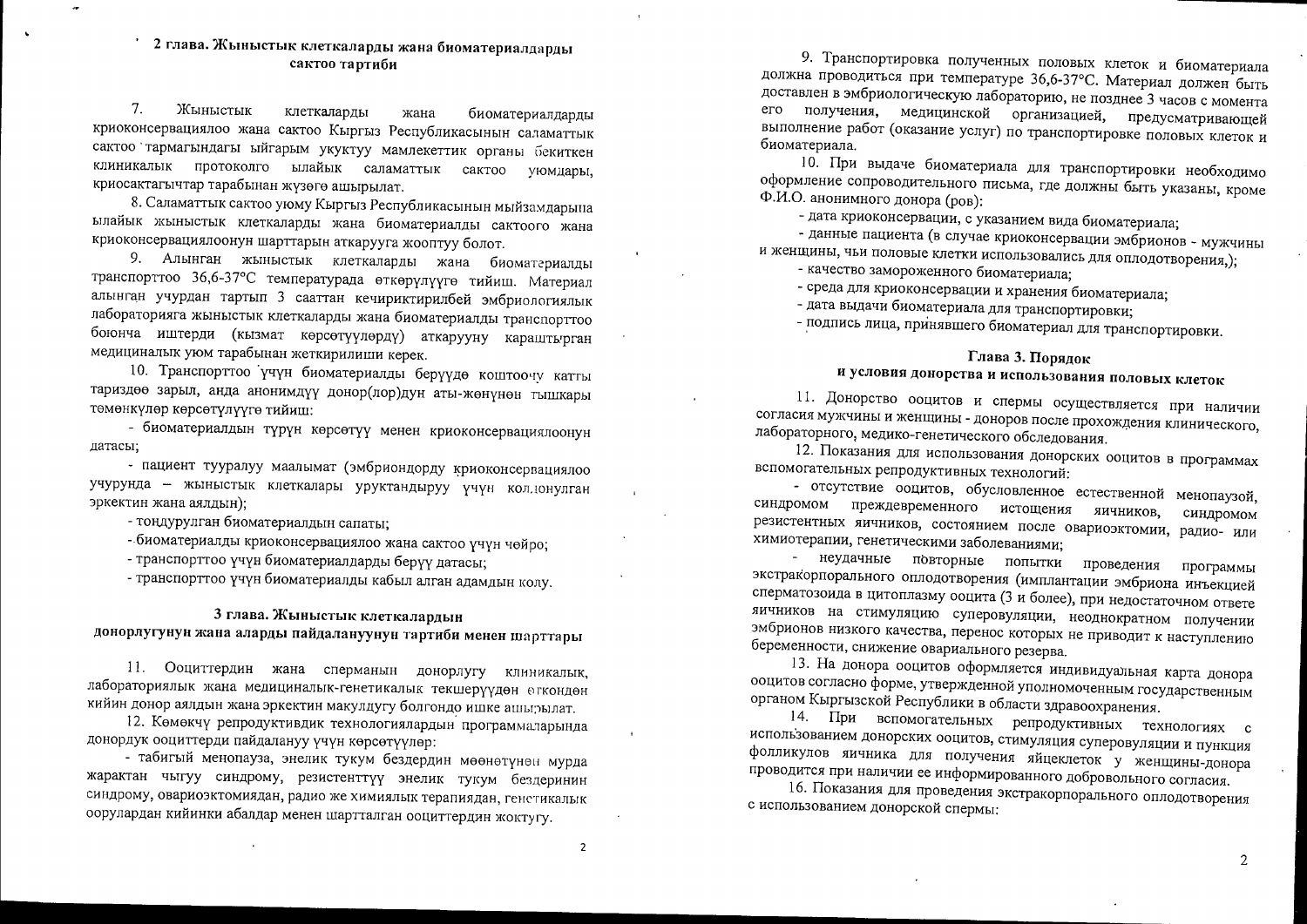## 2 глава. Жыныстык клеткаларды жана биоматериалдарды сактоо тартиби

7. Жыныстык клеткаларды жана биоматериалдарды криоконсервациялоо жана сактоо Кыргыз Республикасынын саламаттык сактоо тармагындагы ыйгарым укуктуу мамлекеттик органы бекиткен клиникалык протоколго ылайык саламаттык сактоо уюмдары, криосактагычтар тарабынан жүзөгө ашырылат.

8. Саламаттык сактоо уюму Кыргыз Республикасынын мыйзамдарына ылайык жыныстык клеткаларды жана биоматериалды сактоого жана криоконсервациялоонун шарттарын аткарууга жооптуу болот.

9. Алынган жыныстык клеткаларды жана биоматериалды транспорттоо 36,6-37°С температурада өткөрүлүүгө тийиш. Материал алынган учурдан тартып 3 сааттан кечиктирилбей эмбриологиялык лабораторияга жыныстык клеткаларды жана биоматериалды транспорттоо боюнча иштерди (кызмат көрсөтүүлөрдү) аткарууну караштырган медициналык уюм тарабынан жеткирилиши керек.

10. Транспорттоо үчүн биоматериалды берүүдө коштоочу катты тариздөө зарыл, анда анонимдүү донор(лор)дун аты-жөнүнөн тышкары төмөнкүлөр көрсөтүлүүгө тийиш:

- биоматериалдын түрүн көрсөтүү менен криоконсервациялоонун датасы;
- пациент тууралуу маалымат (эмбриондорду криоконсервациялоо учурунда – жыныстык клеткалары уруктандыруу үчүн колдонулган эркектин жана аялдын);
- тоңдурулган биоматериалдын сапаты;
- биоматериалды криоконсервациялоо жана сактоо үчүн чөйрө;
- транспорттоо үчүн биоматериалдарды берүү датасы;
- транспорттоо үчүн биоматериалды кабыл алган адамдын колу.

## 3 глава. Жыныстык клеткалардын донорлугунун жана аларды пайдалануунун тартиби менен шарттары

11. Ооциттердин жана сперманын донорлугу клиникалык, лабораториялык жана медициналык-генетикалык текшерүүдөн өткөндөн кийин донор аялдын жана эркектин макулдугу болгондо ишке ашырылат.

12. Көмөкчү репродуктивдик технологиялардын программаларында донордук ооциттерди пайдалануу үчүн көрсөтүүлөр:

- табигый менопауза, энелик тукум бездердин мөөнөтүнөн мурда жарактан чыгуу синдрому, резистенттүү энелик тукум бездеринин синдрому, овариоэктомиядан, радио же химиялык терапиядан, генетикалык оорулардан кийинки абалдар менен шартталган ооциттердин жоктугу.

9. Транспортировка полученных половых клеток и биоматериала должна проводиться при температуре 36,6-37°С. Материал должен быть доставлен в эмбриологическую лабораторию, не позднее 3 часов с момента его получения, медицинской организацией, предусматривающей выполнение работ (оказание услуг) по транспортировке половых клеток и биоматериала.

10. При выдаче биоматериала для транспортировки необходимо оформление сопроводительного письма, где должны быть указаны, кроме Ф.И.О. анонимного донора (ров):

- дата криоконсервации, с указанием вида биоматериала;
- данные пациента (в случае криоконсервации эмбрионов - мужчины и женщины, чьи половые клетки использовались для оплодотворения,);
- качество замороженного биоматериала;
- среда для криоконсервации и хранения биоматериала;
- дата выдачи биоматериала для транспортировки;
- подпись лица, принявшего биоматериал для транспортировки.

## Глава 3. Порядок и условия донорства и использования половых клеток

11. Донорство ооцитов и спермы осуществляется при наличии согласия мужчины и женщины - доноров после прохождения клинического, лабораторного, медико-генетического обследования.

12. Показания для использования донорских ооцитов в программах вспомогательных репродуктивных технологий:

- отсутствие ооцитов, обусловленное естественной менопаузой, синдромом преждевременного истощения яичников, синдромом резистентных яичников, состоянием после овариоэктомии, радио- или химиотерапии, генетическими заболеваниями;
- неудачные повторные попытки проведения программы экстракорпорального оплодотворения (имплантации эмбриона инъекцией сперматозоида в цитоплазму ооцита (3 и более), при недостаточном ответе яичников на стимуляцию суперовуляции, неоднократном получении эмбрионов низкого качества, перенос которых не приводит к наступлению беременности, снижение овариального резерва.

13. На донора ооцитов оформляется индивидуальная карта донора ооцитов согласно форме, утвержденной уполномоченным государственным органом Кыргызской Республики в области здравоохранения.

14. При вспомогательных репродуктивных технологиях с использованием донорских ооцитов, стимуляция суперовуляции и пункция фолликулов яичника для получения яйцеклеток у женщины-донора проводится при наличии ее информированного добровольного согласия.

16. Показания для проведения экстракорпорального оплодотворения с использованием донорской спермы: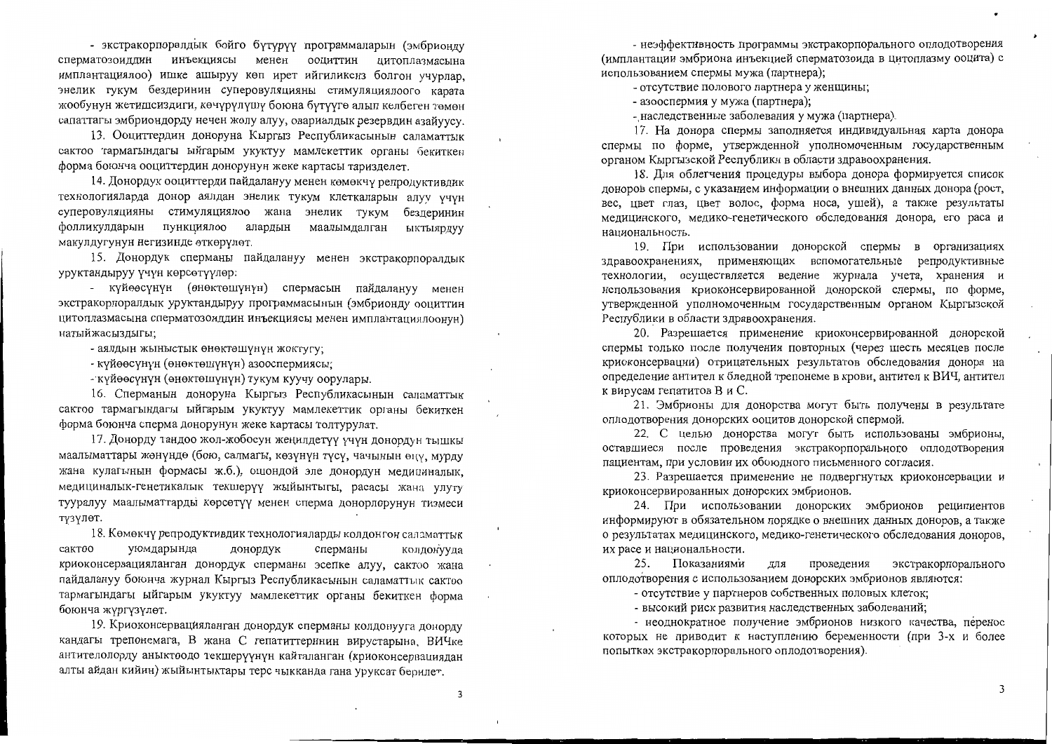- экстракорпоралдык бойго бүтүрүү программаларын (эмбрионду сперматозоиддин инъекциясы менен ооциттин цитоплазмасына имплантациялоо) ишке ашыруу көп ирет ийгиликсиз болгон учурлар, энелик тукум бездеринин суперовуляцияны стимуляциялоого карата жообунун жетишсиздиги, көчүрүлүшү боюнча бүтүүгө алып келбеген төмөн сапаттагы эмбриондорду нечен жолу алуу, овариалдык резервдин азайуусу.

13. Ооциттердин донoруна Кыргыз Республикасынын саламаттык сактоо тармагындагы ыйгарым укуктуу мамлекеттик органы бекиткен форма боюнча ооциттердин донорунун жеке картасы таризделет.

14. Донордук ооциттерди пайдалануу менен көмөкчү репродуктивдик технологияларда донор аялдан энелик тукум клеткаларын алуу үчүн суперовуляцияны стимуляциялоо жана энелик тукум бездеринин фолликулдарын пункциялоо алардын маалымдалган ыктыярдуу макулдугунун негизинде өткөрүлөт.

15. Донордук сперманы пайдалануу менен экстракорпоралдык уруктандыруу үчүн көрсөтүүлөр:

- күйөөсүнүн (өнөктөшүнүн) спермасын пайдалануу менен экстракорпоралдык уруктандыруу программасынын (эмбрионду ооциттин цитоплазмасына сперматозоиддин инъекциясы менен имплантациялоонун) натыйжасыздыгы;
- аялдын жыныстык өнөктөшүнүн жоктугу;
- күйөөсүнүн (өнөктөшүнүн) азооспермиясы;
- күйөөсүнүн (өнөктөшүнүн) тукум куучу оорулары.

16. Сперманын донoруна Кыргыз Республикасынын саламаттык сактоо тармагындагы ыйгарым укуктуу мамлекеттик органы бекиткен форма боюнча сперма донорунун жеке картасы толтурулат.

17. Донорду тандоо жол-жобосун жеңилдетүү үчүн донордун тышкы маалыматтары жөнүндө (бою, салмагы, көзүнүн түсү, чачынын өңү, мурду жана кулагынын формасы ж.б.), ошондой эле донордун медициналык, медициналык-генетикалык текшерүү жыйынтыгы, расасы жана улуту тууралуу маалыматтарды көрсөтүү менен сперма донорлорунун тизмеси түзүлөт.

18. Көмөкчү репродуктивдик технологияларды колдонгон саламаттык сактоо уюмдарында донордук сперманы колдонууда криоконсервацияланган донордук сперманы эсепке алуу, сактоо жана пайдалануу боюнча журнал Кыргыз Республикасынын саламаттык сактоо тармагындагы ыйгарым укуктуу мамлекеттик органы бекиткен форма боюнча жүргүзүлөт.

19. Криоконсервацияланган донордук сперманы колдонууга донорду кандагы трепонемага, В жана С гепатиттеринин вирустарына, ВИЧке антителолорду аныктоодо текшерүүнүн кайталанган (криоконсервациядан алты айдан кийин) жыйынтыктары терс чыккanda гана уруксат берилет.

- неэффективность программы экстракорпорального оплодотворения (имплантации эмбриона инъекцией сперматозоида в цитоплазму ооцита) с использованием спермы мужа (партнера);
- отсутствие полового партнера у женщины;
- азооспермия у мужа (партнера);
- наследственные заболевания у мужа (партнера).

17. На донора спермы заполняется индивидуальная карта донора спермы по форме, утвержденной уполномоченным государственным органом Кыргызской Республики в области здравоохранения.

18. Для облегчения процедуры выбора донора формируется список доноров спермы, с указанием информации о внешних данных донора (рост, вес, цвет глаз, цвет волос, форма носа, ушей), а также результаты медицинского, медико-генетического обследования донора, его раса и национальность.

19. При использовании донорской спермы в организациях здравоохранениях, применяющих вспомогательные репродуктивные технологии, осуществляется ведение журнала учета, хранения и использования криоконсервированной донорской спермы, по форме, утвержденной уполномоченным государственным органом Кыргызской Республики в области здравоохранения.

20. Разрешается применение криоконсервированной донорской спермы только после получения повторных (через шесть месяцев после криоконсервации) отрицательных результатов обследования донора на определение антител к бледной трепонеме в крови, антител к ВИЧ, антител к вирусам гепатитов В и С.

21. Эмбрионы для донорства могут быть получены в результате оплодотворения донорских ооцитов донорской спермой.

22. С целью донорства могут быть использованы эмбрионы, оставшиеся после проведения экстракорпорального оплодотворения пациентам, при условии их обоюдного письменного согласия.

23. Разрешается применение не подвергнутых криоконсервации и криоконсервированных донорских эмбрионов.

24. При использовании донорских эмбрионов реципиентов информируют в обязательном порядке о внешних данных доноров, а также о результатах медицинского, медико-генетического обследования доноров, их расе и национальности.

25. Показаниями для проведения экстракорпорального оплодотворения с использованием донорских эмбрионов являются:

- отсутствие у партнеров собственных половых клеток;
- высокий риск развития наследственных заболеваний;
- неоднократное получение эмбрионов низкого качества, перенос которых не приводит к наступлению беременности (при 3-х и более попытках экстракорпорального оплодотворения).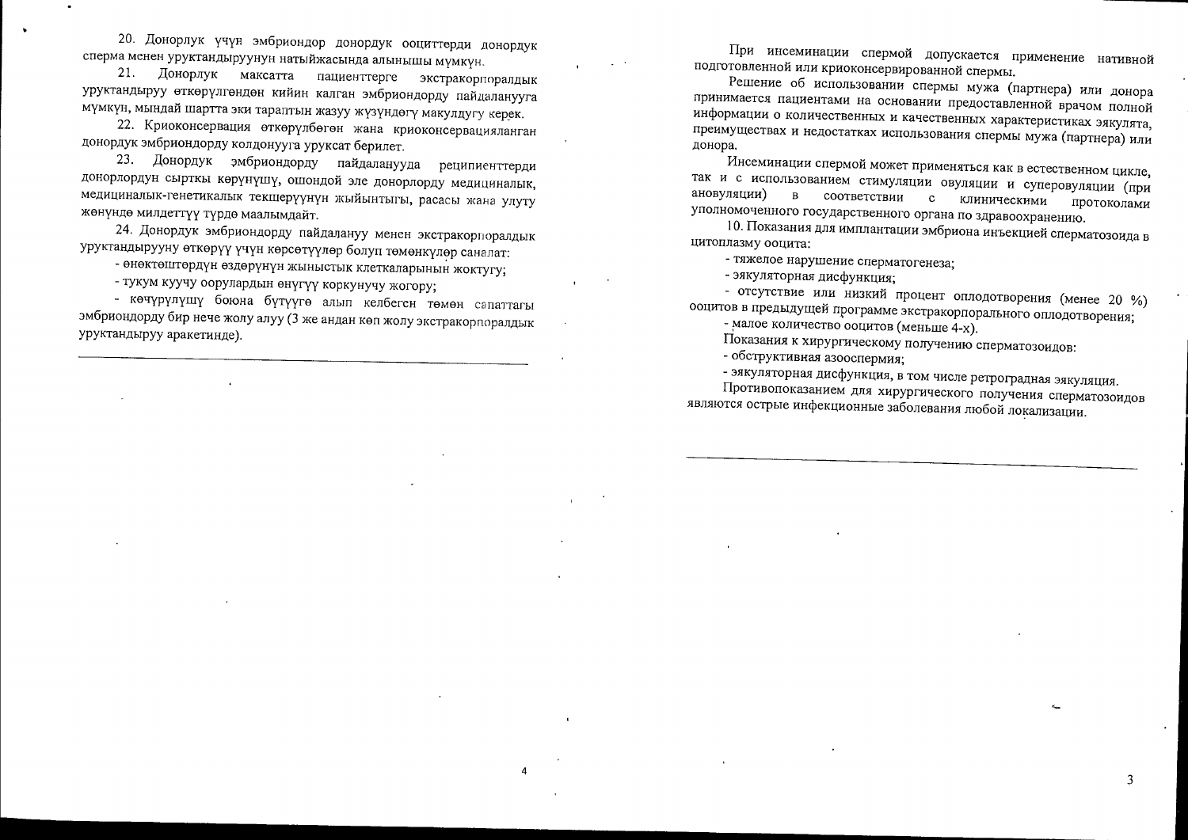20. Донордук үчүн эмбриондор донордук ооциттерди донордук сперма менен уруктандыруунун натыйжасында алынышы мүмкүн.

21. Донордук максатта пациенттерге экстракорпоралдык уруктандыруу өткөрүлгөндөн кийин калган эмбриондорду пайдаланууга мүмкүн, мындай шартта эки тараптын жазуу жүзүндөгү макулдугу керек.

22. Криоконсервация өткөрүлбөгөн жана криоконсервацияланган донордук эмбриондорду колдонууга уруксат берилет.

23. Донордук эмбриондорду пайдаланууда реципиенттерди донорлордун сырткы көрүнүшү, ошондой эле донорлорду медициналык, медициналык-генетикалык текшерүүнүн жыйынтыгы, расасы жана улуту жөнүндө милдеттүү түрдө маалымдайт.

24. Донордук эмбриондорду пайдалануу менен экстракорпоралдык уруктандырууну өткөрүү үчүн көрсөтүүлөр болуп төмөнкүлөр саналат:

- өнөктөштөрдүн өздөрүнүн жыныстык клеткаларынын жоктугу;
- тукум куучу оорулардын өнүгүү коркунучу жогору;
- көчүрүлүшү боюна бүтүүгө алып келбеген төмөн сапаттагы эмбриондорду бир нече жолу алуу (3 же андан көп жолу экстракорпоралдык уруктандыруу аракетинде).

---

При инсеминации спермой допускается применение нативной подготовленной или криоконсервированной спермы.

Решение об использовании спермы мужа (партнера) или донора принимается пациентами на основании предоставленной врачом полной информации о количественных и качественных характеристиках эякулята, преимуществах и недостатках использования спермы мужа (партнера) или донора.

Инсеминации спермой может применяться как в естественном цикле, так и с использованием стимуляции овуляции и суперовуляции (при ановуляции) в соответствии с клиническими протоколами уполномоченного государственного органа по здравоохранению.

10. Показания для имплантации эмбриона инъекцией сперматозоида в цитоплазму ооцита:

- тяжелое нарушение сперматогенеза;
- эякуляторная дисфункция;
- отсутствие или низкий процент оплодотворения (менее 20 %) ооцитов в предыдущей программе экстракорпорального оплодотворения;
- малое количество ооцитов (меньше 4-х).

Показания к хирургическому получению сперматозоидов:

- обструктивная азооспермия;
- эякуляторная дисфункция, в том числе ретроградная эякуляция.

Противопоказанием для хирургического получения сперматозоидов являются острые инфекционные заболевания любой локализации.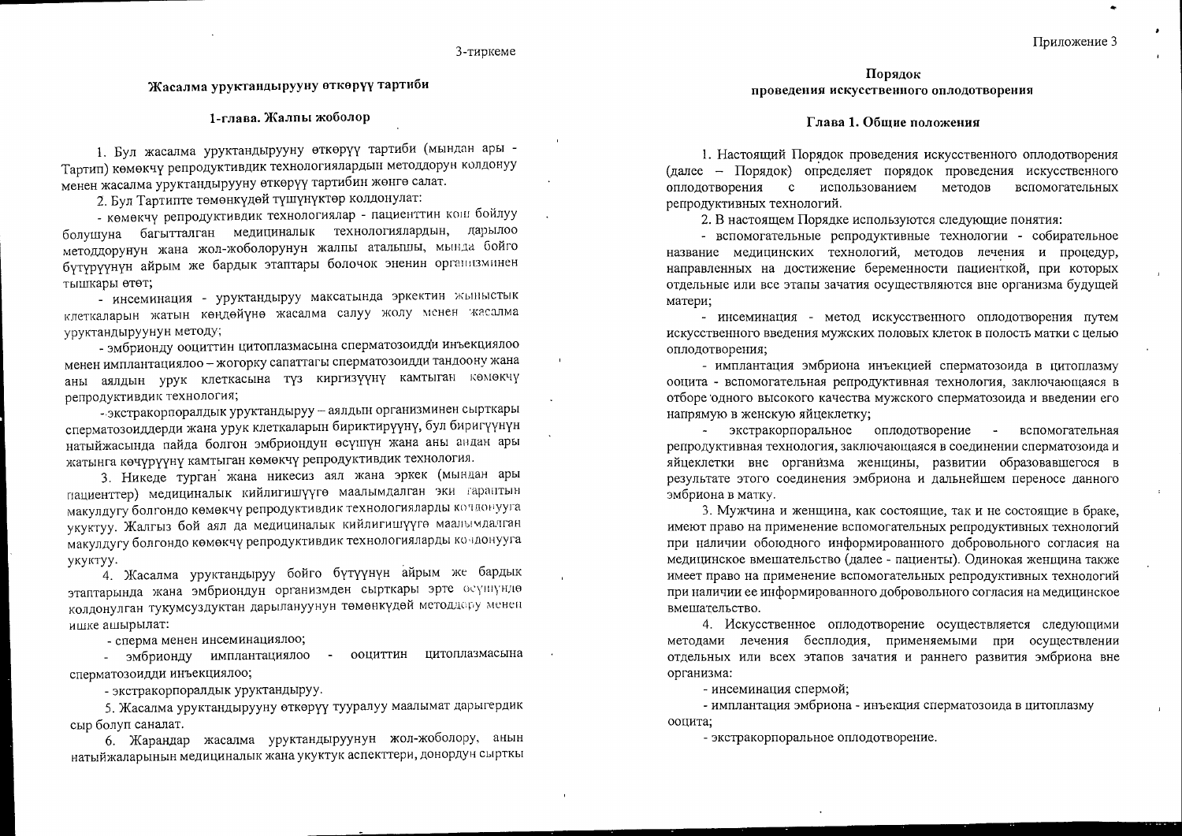3-тиркеме

## Жасалма уруктандырууну өткөрүү тартиби

### 1-глава. Жалпы жоболор

1. Бул жасалма уруктандырууну өткөрүү тартиби (мындан ары - Тартип) көмөкчү репродуктивдик технологиялардын методдорун колдонуу менен жасалма уруктандырууну өткөрүү тартибин жөнгө салат.

2. Бул Тартипте төмөнкүдөй түшүнүктөр колдонулат:

- көмөкчү репродуктивдик технологиялар - пациенттин кош бойлуу болушуна багытталган медициналык технологиялардын, дарылоо методдорунун жана жол-жоболорунун жалпы аталышы, мында бойго бүтүрүүнүн айрым же бардык этаптары болочок эненин организминен тышкары өтөт;

- инсеминация - уруктандыруу максатында эркектин жыныстык клеткаларын жатын көңдөйүнө жасалма салуу жолу менен жасалма уруктандыруунун методу;

- эмбрионду ооциттин цитоплазмасына сперматозоидди инъекциялоо менен имплантациялоо – жогорку сапаттагы сперматозоидди тандоону жана аны аялдын урук клеткасына түз киргизүүнү камтыган көмөкчү репродуктивдик технология;

- экстракорпоралдык уруктандыруу – аялдын организминен сырткары сперматозоиддерди жана урук клеткаларын бириктирүүнү, бул биригүүнүн натыйжасында пайда болгон эмбриондун өсүшүн жана аны андан ары жатынга көчүрүүнү камтыган көмөкчү репродуктивдик технология.

3. Никеде турган жана никесиз аял жана эркек (мындан ары пациенттер) медициналык кийлигишүүгө маалымдалган эки тараптын макулдугу болгондо көмөкчү репродуктивдик технологияларды колдонууга укуктуу. Жалгыз бой аял да медициналык кийлигишүүгө маалымдалган макулдугу болгондо көмөкчү репродуктивдик технологияларды колдонууга укуктуу.

4. Жасалма уруктандыруу бойго бүтүүнүн айрым же бардык этаптарында жана эмбриондун организмден сырткары эрте өсүшүндө колдонулган тукумсуздуктан дарылануунун төмөнкүдөй методдору менен ишке ашырылат:

- сперма менен инсеминациялоо;

- эмбрионду имплантациялоо - ооциттин цитоплазмасына сперматозоидди инъекциялоо;

- экстракорпоралдык уруктандыруу.

5. Жасалма уруктандырууну өткөрүү тууралуу маалымат дарыгердик сыр болуп саналат.

6. Жарандар жасалма уруктандыруунун жол-жоболору, анын натыйжаларынын медициналык жана укуктук аспекттери, донордун сырткы

Приложение 3

## Порядок проведения искусственного оплодотворения

### Глава 1. Общие положения

1. Настоящий Порядок проведения искусственного оплодотворения (далее – Порядок) определяет порядок проведения искусственного оплодотворения с использованием методов вспомогательных репродуктивных технологий.

2. В настоящем Порядке используются следующие понятия:

- вспомогательные репродуктивные технологии - собирательное название медицинских технологий, методов лечения и процедур, направленных на достижение беременности пациенткой, при которых отдельные или все этапы зачатия осуществляются вне организма будущей матери;

- инсеминация - метод искусственного оплодотворения путем искусственного введения мужских половых клеток в полость матки с целью оплодотворения;

- имплантация эмбриона инъекцией сперматозоида в цитоплазму ооцита - вспомогательная репродуктивная технология, заключающаяся в отборе одного высокого качества мужского сперматозоида и введении его напрямую в женскую яйцеклетку;

- экстракорпоральное оплодотворение - вспомогательная репродуктивная технология, заключающаяся в соединении сперматозоида и яйцеклетки вне организма женщины, развитии образовавшегося в результате этого соединения эмбриона и дальнейшем переносе данного эмбриона в матку.

3. Мужчина и женщина, как состоящие, так и не состоящие в браке, имеют право на применение вспомогательных репродуктивных технологий при наличии обоюдного информированного добровольного согласия на медицинское вмешательство (далее - пациенты). Одинокая женщина также имеет право на применение вспомогательных репродуктивных технологий при наличии ее информированного добровольного согласия на медицинское вмешательство.

4. Искусственное оплодотворение осуществляется следующими методами лечения бесплодия, применяемыми при осуществлении отдельных или всех этапов зачатия и раннего развития эмбриона вне организма:

- инсеминация спермой;

- имплантация эмбриона - инъекция сперматозоида в цитоплазму ооцита;

- экстракорпоральное оплодотворение.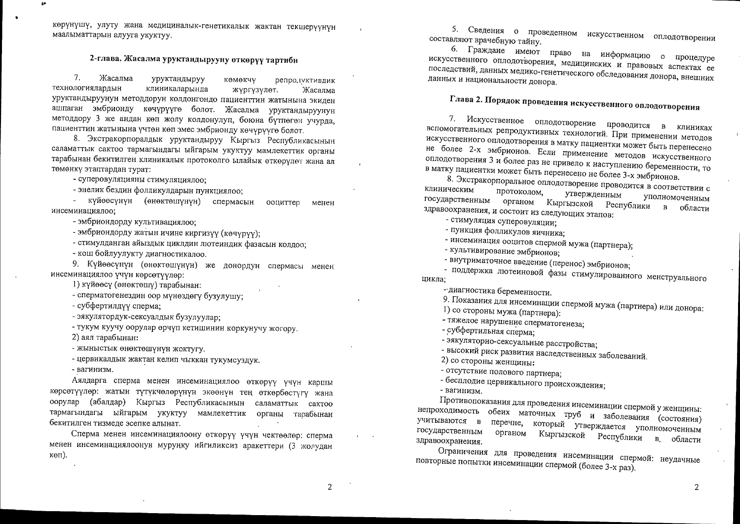көрүнүшү, улуту жана медициналык-генетикалык жактан текшерүүнүн маалыматтарын алууга укуктуу.

## 2-глава. Жасалма уруктандырууну өткөрүү тартиби

7. Жасалма уруктандыруу көмөкчү репродуктивдик технологиялардын клиникаларында жүргүзүлөт. Жасалма уруктандыруунун методдорун колдонгондо пациенттин жатынына экиден ашпаган эмбрионду көчүрүүгө болот. Жасалма уруктандыруунун методдору 3 же андан көп жолу колдонулуп, боюна бүтпөгөн учурда, пациенттин жатынына үчтөн көп эмес эмбрионду көчүрүүгө болот.

8. Экстракорпоралдык уруктандыруу Кыргыз Республикасынын саламаттык сактоо тармагындагы ыйгарым укуктуу мамлекеттик органы тарабынан бекитилген клиникалык протоколго ылайык өткөрүлөт жана ал төмөнкү этаптардан турат:

- суперовуляцияны стимуляциялоо;
- энелик бездин фолликулдарын пункциялоо;
- күйөөсүнүн (өнөктөшүнүн) спермасын ооциттер менен инсеминациялоо;
- эмбриондорду культивациялоо;
- эмбриондорду жатын ичине киргизүү (көчүрүү);
- стимулданган айыздык циклдин лютеиндик фазасын колдоо;
- кош бойлуулукту диагностикалоо.

9. Күйөөсүнүн (өнөктөшүнүн) же донордун спермасы менен инсеминациялоо үчүн көрсөтүүлөр:

1) күйөөсү (өнөктөшү) тарабынан:
- сперматогенездин оор мүнөздөгү бузулушу;
- субфертилдүү сперма;
- эякулятордук-сексуалдык бузулуулар;
- тукум куучу оорулар өрчүп кетишинин коркунучу жогору.

2) аял тарабынан:
- жыныстык өнөктөшүнүн жоктугу.
- цервикалдык жактан келип чыккан тукумсуздук.
- вагинизм.

Аялдарга сперма менен инсеминациялоо өткөрүү үчүн каршы көрсөтүүлөр: жатын түтүкчөлөрүнүн экөөнүн тең өткөрбөстүгү жана оорулар (абалдар) Кыргыз Республикасынын саламаттык сактоо тармагындагы ыйгарым укуктуу мамлекеттик органы тарабынан бекитилген тизмеде эсепке алынат.

Сперма менен инсеминациялоону өткөрүү үчүн чектөөлөр: сперма менен инсеминациялоонун мурунку ийгиликсиз аракеттери (3 жолудан көп).

5. Сведения о проведенном искусственном оплодотворении составляют врачебную тайну.

6. Граждане имеют право на информацию о процедуре искусственного оплодотворения, медицинских и правовых аспектах ее последствий, данных медико-генетического обследования донора, внешних данных и национальности донора.

## Глава 2. Порядок проведения искусственного оплодотворения

7. Искусственное оплодотворение проводится в клиниках вспомогательных репродуктивных технологий. При применении методов искусственного оплодотворения в матку пациентки может быть перенесено не более 2-х эмбрионов. Если применение методов искусственного оплодотворения 3 и более раз не привело к наступлению беременности, то в матку пациентки может быть перенесено не более 3-х эмбрионов.

8. Экстракорпоральное оплодотворение проводится в соответствии с клиническим протоколом, утвержденным уполномоченным государственным органом Кыргызской Республики в области здравоохранения, и состоит из следующих этапов:

- стимуляция суперовуляции;
- пункция фолликулов яичника;
- инсеминация ооцитов спермой мужа (партнера);
- культивирование эмбрионов;
- внутриматочное введение (перенос) эмбрионов;
- поддержка лютеиновой фазы стимулированного менструального цикла;
- диагностика беременности.

9. Показания для инсеминации спермой мужа (партнера) или донора:

1) со стороны мужа (партнера):
- тяжелое нарушение сперматогенеза;
- субфертильная сперма;
- эякуляторно-сексуальные расстройства;
- высокий риск развития наследственных заболеваний.

2) со стороны женщины:
- отсутствие полового партнера;
- бесплодие цервикального происхождения;
- вагинизм.

Противопоказания для проведения инсеминации спермой у женщины: непроходимость обеих маточных труб и заболевания (состояния) учитываются в перечне, который утверждается уполномоченным государственным органом Кыргызской Республики в области здравоохранения.

Ограничения для проведения инсеминации спермой: неудачные повторные попытки инсеминации спермой (более 3-х раз).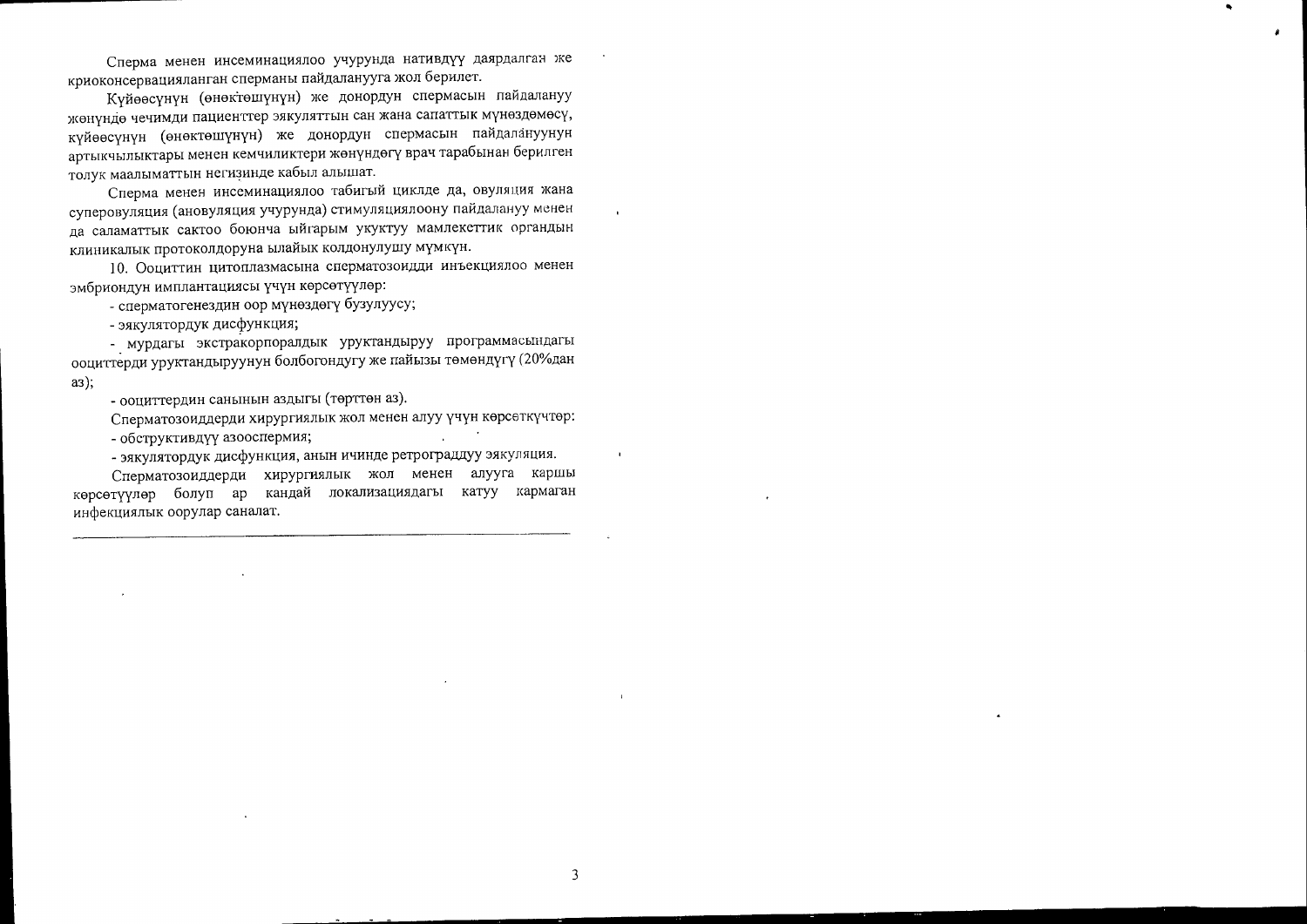Сперма менен инсеминациялоо учурунда нативдүү даярдалган же криоконсервацияланган сперманы пайдаланууга жол берилет.

Күйөөсүнүн (өнөктөшүнүн) же донордун спермасын пайдалануу жөнүндө чечимди пациенттер эякуляттын сан жана сапаттык мүнөздөмөсү, күйөөсүнүн (өнөктөшүнүн) же донордун спермасын пайдалануунун артыкчылыктары менен кемчиликтери жөнүндөгү врач тарабынан берилген толук маалыматтын негизинде кабыл алышат.

Сперма менен инсеминациялоо табигый циклде да, овуляция жана суперовуляция (ановуляция учурунда) стимуляциялоону пайдалануу менен да саламаттык сактоо боюнча ыйгарым укуктуу мамлекеттик органдын клиникалык протоколдоруна ылайык колдонулушу мүмкүн.

10. Ооциттин цитоплазмасына сперматозоидди инъекциялоо менен эмбриондун имплантациясы үчүн көрсөтүүлөр:

- сперматогенездин оор мүнөздөгү бузулуусу;
- эякулятордук дисфункция;
- мурдагы экстракорпоралдык уруктандыруу программасындагы ооциттерди уруктандыруунун болбогондугу же пайызы төмөндүгү (20%дан аз);
- ооциттердин санынын аздыгы (төрттөн аз).

Сперматозоиддерди хирургиялык жол менен алуу үчүн көрсөткүчтөр:

- обструктивдүү азооспермия;
- эякулятордук дисфункция, анын ичинде ретрограддуу эякуляция.

Сперматозоиддерди хирургиялык жол менен алууга каршы көрсөтүүлөр болуп ар кандай локализациядагы катуу кармаган инфекциялык оорулар саналат.

---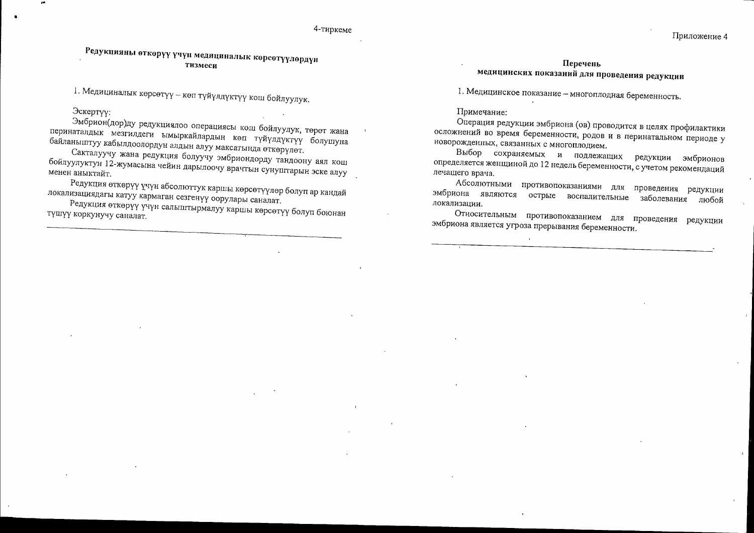4-тиркеме

## Редукцияны өткөрүү үчүн медициналык көрсөтүүлөрдүн тизмеси

1. Медициналык көрсөтүү – көп түйүлдүктүү кош бойлуулук.

Эскертүү:

Эмбрион(дор)ду редукциялоо операциясы кош бойлуулук, төрөт жана перинаталдык мезгилдеги ымыркайлардын көп түйүлдүктүү болушуна байланыштуу кабылдоолордун алдын алуу максатында өткөрүлөт.

Сакталуучу жана редукция болуучу эмбриондорду тандоону аял кош бойлуулуктун 12-жумасына чейин дарылоочу врачтын сунуштарын эске алуу менен аныктайт.

Редукция өткөрүү үчүн абсолюттук каршы көрсөтүүлөр болуп ар кандай локализациядагы катуу кармаган сезгенүү оорулары саналат.

Редукция өткөрүү үчүн салыштырмалуу каршы көрсөтүү болуп боюнан түшүү коркунучу саналат.

---

Приложение 4

## Перечень медицинских показаний для проведения редукции

1. Медицинское показание – многоплодная беременность.

Примечание:

Операция редукции эмбриона (ов) проводится в целях профилактики осложнений во время беременности, родов и в перинатальном периоде у новорожденных, связанных с многоплодием.

Выбор сохраняемых и подлежащих редукции эмбрионов определяется женщиной до 12 недель беременности, с учетом рекомендаций лечащего врача.

Абсолютными противопоказаниями для проведения редукции эмбриона являются острые воспалительные заболевания любой локализации.

Относительным противопоказанием для проведения редукции эмбриона является угроза прерывания беременности.

---